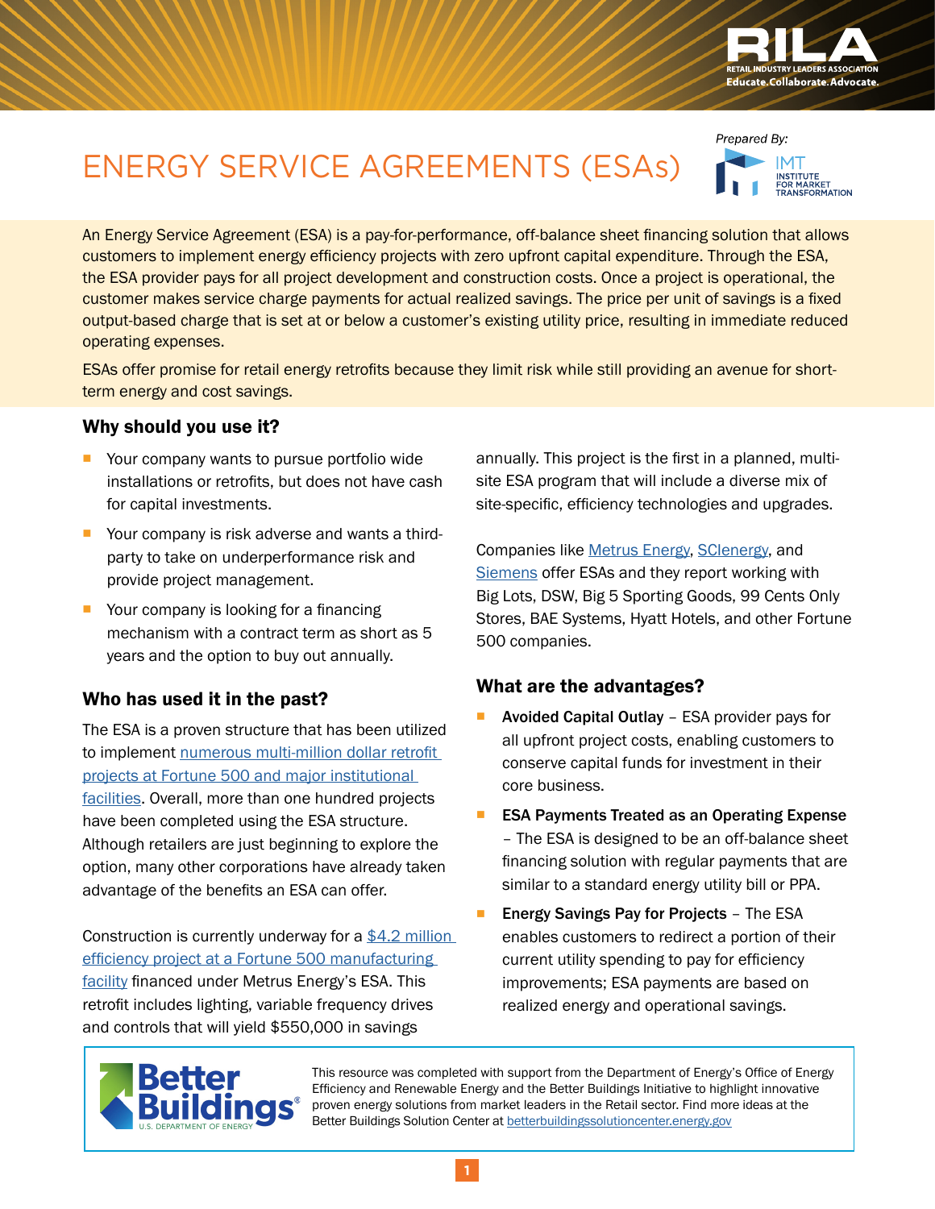# ENERGY SERVICE AGREEMENTS (ESAs)

*Prepared By:* IMT Institute for Market Transformation

An Energy Service Agreement (ESA) is a pay-for-performance, off-balance sheet financing solution that allows customers to implement energy efficiency projects with zero upfront capital expenditure. Through the ESA, the ESA provider pays for all project development and construction costs. Once a project is operational, the customer makes service charge payments for actual realized savings. The price per unit of savings is a fixed output-based charge that is set at or below a customer's existing utility price, resulting in immediate reduced operating expenses.

ESAs offer promise for retail energy retrofits because they limit risk while still providing an avenue for short-term energy and cost savings.

## Why should you use it?

- Your company wants to pursue portfolio wide installations or retrofits, but does not have cash for capital investments.
- Your company is risk adverse and wants a third-party to take on underperformance risk and provide project management.
- Your company is looking for a financing mechanism with a contract term as short as 5 years and the option to buy out annually.

## Who has used it in the past?

The ESA is a proven structure that has been utilized to implement [numerous multi-million dollar retrofit projects at Fortune 500 and major institutional facilities](). Overall, more than one hundred projects have been completed using the ESA structure. Although retailers are just beginning to explore the option, many other corporations have already taken advantage of the benefits an ESA can offer.

Construction is currently underway for a [$4.2 million efficiency project at a Fortune 500 manufacturing facility]() financed under Metrus Energy's ESA. This retrofit includes lighting, variable frequency drives and controls that will yield $550,000 in savings annually. This project is the first in a planned, multi-site ESA program that will include a diverse mix of site-specific, efficiency technologies and upgrades.

Companies like [Metrus Energy](), [SClenergy](), and [Siemens]() offer ESAs and they report working with Big Lots, DSW, Big 5 Sporting Goods, 99 Cents Only Stores, BAE Systems, Hyatt Hotels, and other Fortune 500 companies.

## What are the advantages?

- **Avoided Capital Outlay** – ESA provider pays for all upfront project costs, enabling customers to conserve capital funds for investment in their core business.
- **ESA Payments Treated as an Operating Expense** – The ESA is designed to be an off-balance sheet financing solution with regular payments that are similar to a standard energy utility bill or PPA.
- **Energy Savings Pay for Projects** – The ESA enables customers to redirect a portion of their current utility spending to pay for efficiency improvements; ESA payments are based on realized energy and operational savings.

This resource was completed with support from the Department of Energy's Office of Energy Efficiency and Renewable Energy and the Better Buildings Initiative to highlight innovative proven energy solutions from market leaders in the Retail sector. Find more ideas at the Better Buildings Solution Center at [betterbuildingssolutioncenter.energy.gov]()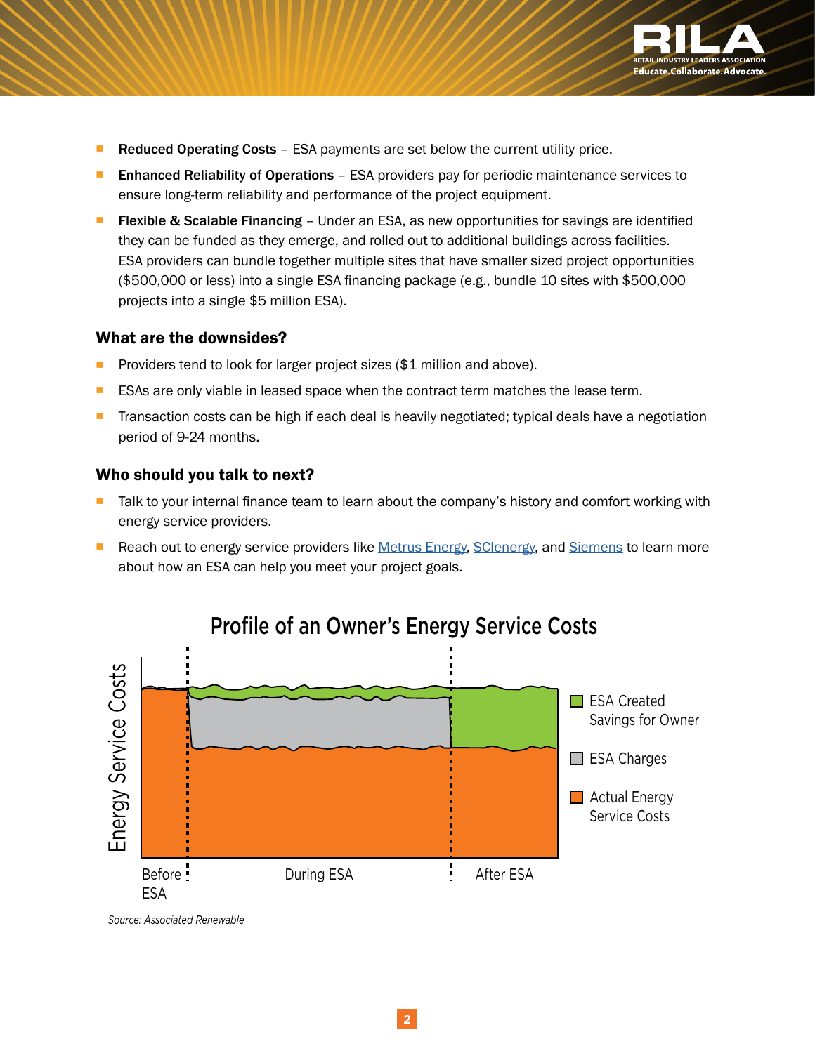- **Reduced Operating Costs** – ESA payments are set below the current utility price.
- **Enhanced Reliability of Operations** – ESA providers pay for periodic maintenance services to ensure long-term reliability and performance of the project equipment.
- **Flexible & Scalable Financing** – Under an ESA, as new opportunities for savings are identified they can be funded as they emerge, and rolled out to additional buildings across facilities. ESA providers can bundle together multiple sites that have smaller sized project opportunities ($500,000 or less) into a single ESA financing package (e.g., bundle 10 sites with $500,000 projects into a single $5 million ESA).

### What are the downsides?

- Providers tend to look for larger project sizes ($1 million and above).
- ESAs are only viable in leased space when the contract term matches the lease term.
- Transaction costs can be high if each deal is heavily negotiated; typical deals have a negotiation period of 9-24 months.

### Who should you talk to next?

- Talk to your internal finance team to learn about the company's history and comfort working with energy service providers.
- Reach out to energy service providers like [Metrus Energy](), [SClenergy](), and [Siemens]() to learn more about how an ESA can help you meet your project goals.

**Profile of an Owner's Energy Service Costs**

Energy Service Costs

Before ESA | During ESA | After ESA

- ESA Created Savings for Owner
- ESA Charges
- Actual Energy Service Costs

*Source: Associated Renewable*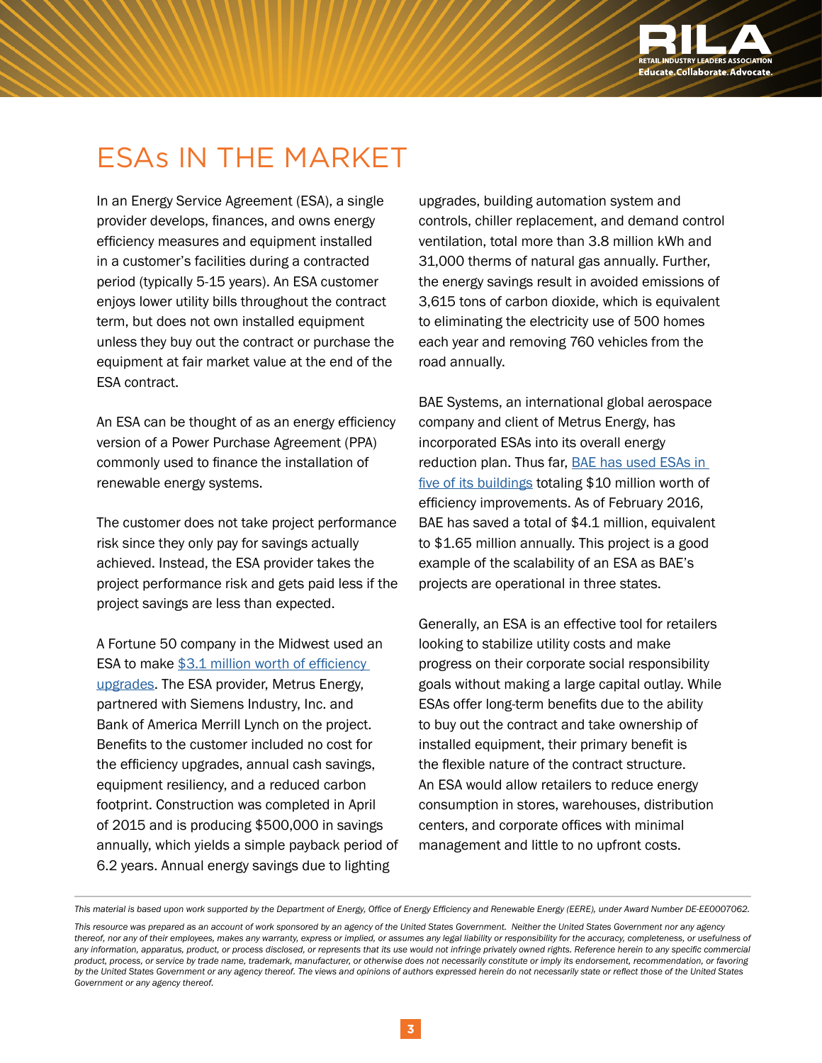# ESAs IN THE MARKET

In an Energy Service Agreement (ESA), a single provider develops, finances, and owns energy efficiency measures and equipment installed in a customer's facilities during a contracted period (typically 5-15 years). An ESA customer enjoys lower utility bills throughout the contract term, but does not own installed equipment unless they buy out the contract or purchase the equipment at fair market value at the end of the ESA contract.

An ESA can be thought of as an energy efficiency version of a Power Purchase Agreement (PPA) commonly used to finance the installation of renewable energy systems.

The customer does not take project performance risk since they only pay for savings actually achieved. Instead, the ESA provider takes the project performance risk and gets paid less if the project savings are less than expected.

A Fortune 50 company in the Midwest used an ESA to make [$3.1 million worth of efficiency upgrades](). The ESA provider, Metrus Energy, partnered with Siemens Industry, Inc. and Bank of America Merrill Lynch on the project. Benefits to the customer included no cost for the efficiency upgrades, annual cash savings, equipment resiliency, and a reduced carbon footprint. Construction was completed in April of 2015 and is producing $500,000 in savings annually, which yields a simple payback period of 6.2 years. Annual energy savings due to lighting upgrades, building automation system and controls, chiller replacement, and demand control ventilation, total more than 3.8 million kWh and 31,000 therms of natural gas annually. Further, the energy savings result in avoided emissions of 3,615 tons of carbon dioxide, which is equivalent to eliminating the electricity use of 500 homes each year and removing 760 vehicles from the road annually.

BAE Systems, an international global aerospace company and client of Metrus Energy, has incorporated ESAs into its overall energy reduction plan. Thus far, [BAE has used ESAs in five of its buildings]() totaling $10 million worth of efficiency improvements. As of February 2016, BAE has saved a total of $4.1 million, equivalent to $1.65 million annually. This project is a good example of the scalability of an ESA as BAE's projects are operational in three states.

Generally, an ESA is an effective tool for retailers looking to stabilize utility costs and make progress on their corporate social responsibility goals without making a large capital outlay. While ESAs offer long-term benefits due to the ability to buy out the contract and take ownership of installed equipment, their primary benefit is the flexible nature of the contract structure. An ESA would allow retailers to reduce energy consumption in stores, warehouses, distribution centers, and corporate offices with minimal management and little to no upfront costs.

---

*This material is based upon work supported by the Department of Energy, Office of Energy Efficiency and Renewable Energy (EERE), under Award Number DE-EE0007062.*

*This resource was prepared as an account of work sponsored by an agency of the United States Government. Neither the United States Government nor any agency thereof, nor any of their employees, makes any warranty, express or implied, or assumes any legal liability or responsibility for the accuracy, completeness, or usefulness of any information, apparatus, product, or process disclosed, or represents that its use would not infringe privately owned rights. Reference herein to any specific commercial product, process, or service by trade name, trademark, manufacturer, or otherwise does not necessarily constitute or imply its endorsement, recommendation, or favoring by the United States Government or any agency thereof. The views and opinions of authors expressed herein do not necessarily state or reflect those of the United States Government or any agency thereof.*